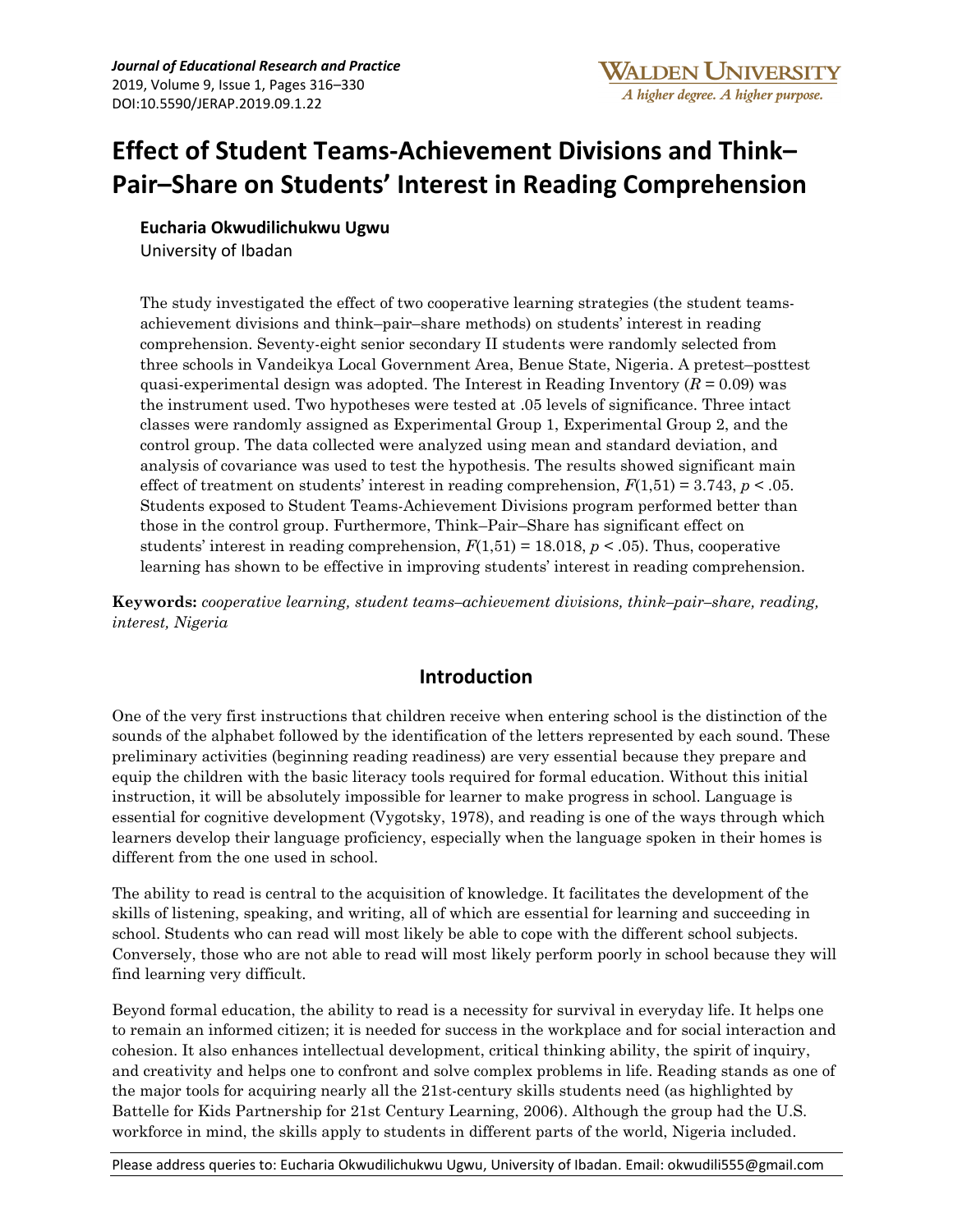# Effect of Student Teams-Achievement Divisions and Think–Pair–Share on Students' Interest in Reading Comprehension

**Eucharia Okwudilichukwu Ugwu**
University of Ibadan

The study investigated the effect of two cooperative learning strategies (the student teams-achievement divisions and think–pair–share methods) on students' interest in reading comprehension. Seventy-eight senior secondary II students were randomly selected from three schools in Vandeikya Local Government Area, Benue State, Nigeria. A pretest–posttest quasi-experimental design was adopted. The Interest in Reading Inventory ($R = 0.09$) was the instrument used. Two hypotheses were tested at .05 levels of significance. Three intact classes were randomly assigned as Experimental Group 1, Experimental Group 2, and the control group. The data collected were analyzed using mean and standard deviation, and analysis of covariance was used to test the hypothesis. The results showed significant main effect of treatment on students' interest in reading comprehension, $F(1,51) = 3.743$, $p < .05$. Students exposed to Student Teams-Achievement Divisions program performed better than those in the control group. Furthermore, Think–Pair–Share has significant effect on students' interest in reading comprehension, $F(1,51) = 18.018$, $p < .05$). Thus, cooperative learning has shown to be effective in improving students' interest in reading comprehension.

**Keywords:** *cooperative learning, student teams–achievement divisions, think–pair–share, reading, interest, Nigeria*

## Introduction

One of the very first instructions that children receive when entering school is the distinction of the sounds of the alphabet followed by the identification of the letters represented by each sound. These preliminary activities (beginning reading readiness) are very essential because they prepare and equip the children with the basic literacy tools required for formal education. Without this initial instruction, it will be absolutely impossible for learner to make progress in school. Language is essential for cognitive development (Vygotsky, 1978), and reading is one of the ways through which learners develop their language proficiency, especially when the language spoken in their homes is different from the one used in school.

The ability to read is central to the acquisition of knowledge. It facilitates the development of the skills of listening, speaking, and writing, all of which are essential for learning and succeeding in school. Students who can read will most likely be able to cope with the different school subjects. Conversely, those who are not able to read will most likely perform poorly in school because they will find learning very difficult.

Beyond formal education, the ability to read is a necessity for survival in everyday life. It helps one to remain an informed citizen; it is needed for success in the workplace and for social interaction and cohesion. It also enhances intellectual development, critical thinking ability, the spirit of inquiry, and creativity and helps one to confront and solve complex problems in life. Reading stands as one of the major tools for acquiring nearly all the 21st-century skills students need (as highlighted by Battelle for Kids Partnership for 21st Century Learning, 2006). Although the group had the U.S. workforce in mind, the skills apply to students in different parts of the world, Nigeria included.

Please address queries to: Eucharia Okwudilichukwu Ugwu, University of Ibadan. Email: okwudili555@gmail.com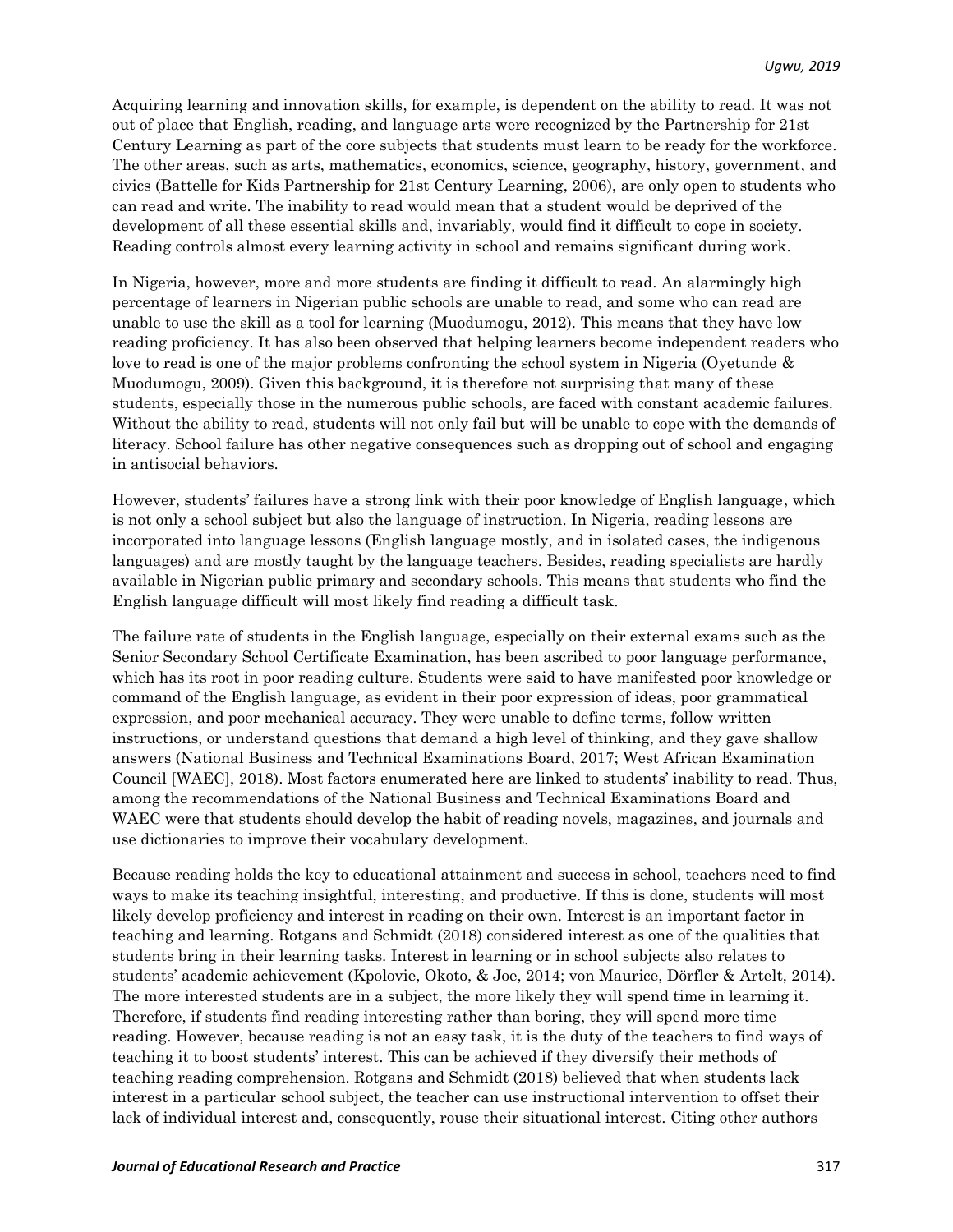Acquiring learning and innovation skills, for example, is dependent on the ability to read. It was not out of place that English, reading, and language arts were recognized by the Partnership for 21st Century Learning as part of the core subjects that students must learn to be ready for the workforce. The other areas, such as arts, mathematics, economics, science, geography, history, government, and civics (Battelle for Kids Partnership for 21st Century Learning, 2006), are only open to students who can read and write. The inability to read would mean that a student would be deprived of the development of all these essential skills and, invariably, would find it difficult to cope in society. Reading controls almost every learning activity in school and remains significant during work.

In Nigeria, however, more and more students are finding it difficult to read. An alarmingly high percentage of learners in Nigerian public schools are unable to read, and some who can read are unable to use the skill as a tool for learning (Muodumogu, 2012). This means that they have low reading proficiency. It has also been observed that helping learners become independent readers who love to read is one of the major problems confronting the school system in Nigeria (Oyetunde & Muodumogu, 2009). Given this background, it is therefore not surprising that many of these students, especially those in the numerous public schools, are faced with constant academic failures. Without the ability to read, students will not only fail but will be unable to cope with the demands of literacy. School failure has other negative consequences such as dropping out of school and engaging in antisocial behaviors.

However, students' failures have a strong link with their poor knowledge of English language, which is not only a school subject but also the language of instruction. In Nigeria, reading lessons are incorporated into language lessons (English language mostly, and in isolated cases, the indigenous languages) and are mostly taught by the language teachers. Besides, reading specialists are hardly available in Nigerian public primary and secondary schools. This means that students who find the English language difficult will most likely find reading a difficult task.

The failure rate of students in the English language, especially on their external exams such as the Senior Secondary School Certificate Examination, has been ascribed to poor language performance, which has its root in poor reading culture. Students were said to have manifested poor knowledge or command of the English language, as evident in their poor expression of ideas, poor grammatical expression, and poor mechanical accuracy. They were unable to define terms, follow written instructions, or understand questions that demand a high level of thinking, and they gave shallow answers (National Business and Technical Examinations Board, 2017; West African Examination Council [WAEC], 2018). Most factors enumerated here are linked to students' inability to read. Thus, among the recommendations of the National Business and Technical Examinations Board and WAEC were that students should develop the habit of reading novels, magazines, and journals and use dictionaries to improve their vocabulary development.

Because reading holds the key to educational attainment and success in school, teachers need to find ways to make its teaching insightful, interesting, and productive. If this is done, students will most likely develop proficiency and interest in reading on their own. Interest is an important factor in teaching and learning. Rotgans and Schmidt (2018) considered interest as one of the qualities that students bring in their learning tasks. Interest in learning or in school subjects also relates to students' academic achievement (Kpolovie, Okoto, & Joe, 2014; von Maurice, Dörfler & Artelt, 2014). The more interested students are in a subject, the more likely they will spend time in learning it. Therefore, if students find reading interesting rather than boring, they will spend more time reading. However, because reading is not an easy task, it is the duty of the teachers to find ways of teaching it to boost students' interest. This can be achieved if they diversify their methods of teaching reading comprehension. Rotgans and Schmidt (2018) believed that when students lack interest in a particular school subject, the teacher can use instructional intervention to offset their lack of individual interest and, consequently, rouse their situational interest. Citing other authors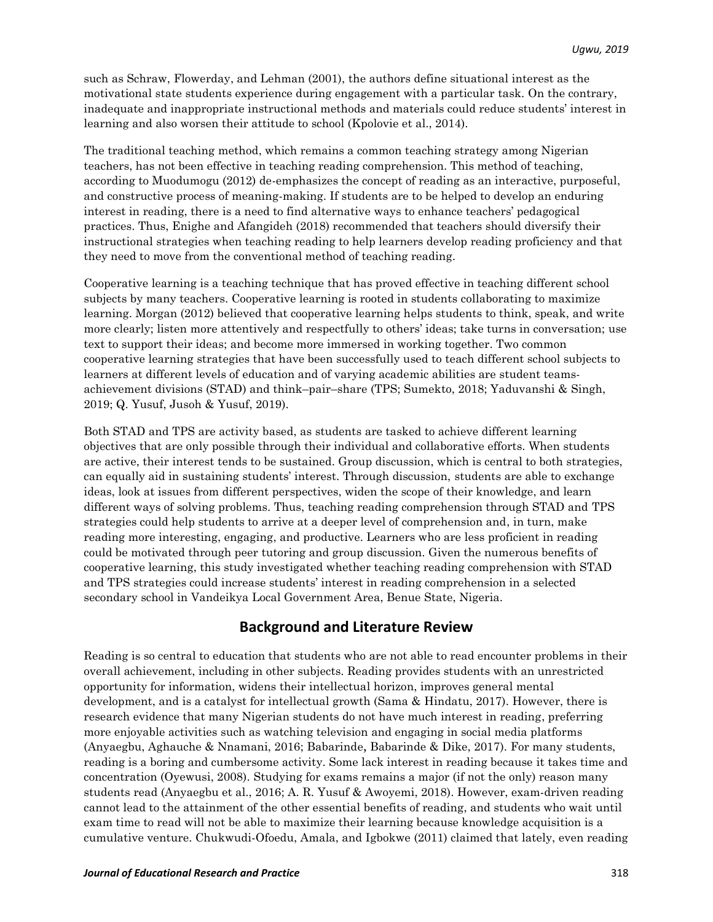such as Schraw, Flowerday, and Lehman (2001), the authors define situational interest as the motivational state students experience during engagement with a particular task. On the contrary, inadequate and inappropriate instructional methods and materials could reduce students' interest in learning and also worsen their attitude to school (Kpolovie et al., 2014).

The traditional teaching method, which remains a common teaching strategy among Nigerian teachers, has not been effective in teaching reading comprehension. This method of teaching, according to Muodumogu (2012) de-emphasizes the concept of reading as an interactive, purposeful, and constructive process of meaning-making. If students are to be helped to develop an enduring interest in reading, there is a need to find alternative ways to enhance teachers' pedagogical practices. Thus, Enighe and Afangideh (2018) recommended that teachers should diversify their instructional strategies when teaching reading to help learners develop reading proficiency and that they need to move from the conventional method of teaching reading.

Cooperative learning is a teaching technique that has proved effective in teaching different school subjects by many teachers. Cooperative learning is rooted in students collaborating to maximize learning. Morgan (2012) believed that cooperative learning helps students to think, speak, and write more clearly; listen more attentively and respectfully to others' ideas; take turns in conversation; use text to support their ideas; and become more immersed in working together. Two common cooperative learning strategies that have been successfully used to teach different school subjects to learners at different levels of education and of varying academic abilities are student teams-achievement divisions (STAD) and think–pair–share (TPS; Sumekto, 2018; Yaduvanshi & Singh, 2019; Q. Yusuf, Jusoh & Yusuf, 2019).

Both STAD and TPS are activity based, as students are tasked to achieve different learning objectives that are only possible through their individual and collaborative efforts. When students are active, their interest tends to be sustained. Group discussion, which is central to both strategies, can equally aid in sustaining students' interest. Through discussion, students are able to exchange ideas, look at issues from different perspectives, widen the scope of their knowledge, and learn different ways of solving problems. Thus, teaching reading comprehension through STAD and TPS strategies could help students to arrive at a deeper level of comprehension and, in turn, make reading more interesting, engaging, and productive. Learners who are less proficient in reading could be motivated through peer tutoring and group discussion. Given the numerous benefits of cooperative learning, this study investigated whether teaching reading comprehension with STAD and TPS strategies could increase students' interest in reading comprehension in a selected secondary school in Vandeikya Local Government Area, Benue State, Nigeria.

## Background and Literature Review

Reading is so central to education that students who are not able to read encounter problems in their overall achievement, including in other subjects. Reading provides students with an unrestricted opportunity for information, widens their intellectual horizon, improves general mental development, and is a catalyst for intellectual growth (Sama & Hindatu, 2017). However, there is research evidence that many Nigerian students do not have much interest in reading, preferring more enjoyable activities such as watching television and engaging in social media platforms (Anyaegbu, Aghauche & Nnamani, 2016; Babarinde, Babarinde & Dike, 2017). For many students, reading is a boring and cumbersome activity. Some lack interest in reading because it takes time and concentration (Oyewusi, 2008). Studying for exams remains a major (if not the only) reason many students read (Anyaegbu et al., 2016; A. R. Yusuf & Awoyemi, 2018). However, exam-driven reading cannot lead to the attainment of the other essential benefits of reading, and students who wait until exam time to read will not be able to maximize their learning because knowledge acquisition is a cumulative venture. Chukwudi-Ofoedu, Amala, and Igbokwe (2011) claimed that lately, even reading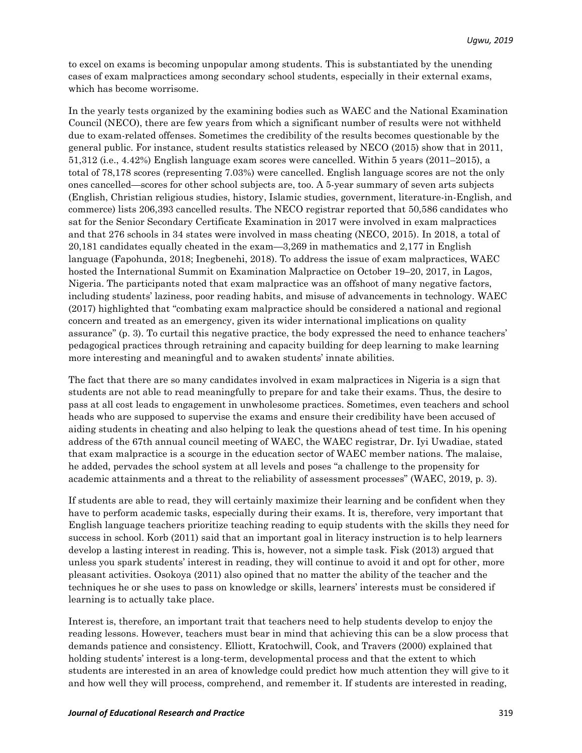to excel on exams is becoming unpopular among students. This is substantiated by the unending cases of exam malpractices among secondary school students, especially in their external exams, which has become worrisome.

In the yearly tests organized by the examining bodies such as WAEC and the National Examination Council (NECO), there are few years from which a significant number of results were not withheld due to exam-related offenses. Sometimes the credibility of the results becomes questionable by the general public. For instance, student results statistics released by NECO (2015) show that in 2011, 51,312 (i.e., 4.42%) English language exam scores were cancelled. Within 5 years (2011–2015), a total of 78,178 scores (representing 7.03%) were cancelled. English language scores are not the only ones cancelled—scores for other school subjects are, too. A 5-year summary of seven arts subjects (English, Christian religious studies, history, Islamic studies, government, literature-in-English, and commerce) lists 206,393 cancelled results. The NECO registrar reported that 50,586 candidates who sat for the Senior Secondary Certificate Examination in 2017 were involved in exam malpractices and that 276 schools in 34 states were involved in mass cheating (NECO, 2015). In 2018, a total of 20,181 candidates equally cheated in the exam—3,269 in mathematics and 2,177 in English language (Fapohunda, 2018; Inegbenehi, 2018). To address the issue of exam malpractices, WAEC hosted the International Summit on Examination Malpractice on October 19–20, 2017, in Lagos, Nigeria. The participants noted that exam malpractice was an offshoot of many negative factors, including students' laziness, poor reading habits, and misuse of advancements in technology. WAEC (2017) highlighted that "combating exam malpractice should be considered a national and regional concern and treated as an emergency, given its wider international implications on quality assurance" (p. 3). To curtail this negative practice, the body expressed the need to enhance teachers' pedagogical practices through retraining and capacity building for deep learning to make learning more interesting and meaningful and to awaken students' innate abilities.

The fact that there are so many candidates involved in exam malpractices in Nigeria is a sign that students are not able to read meaningfully to prepare for and take their exams. Thus, the desire to pass at all cost leads to engagement in unwholesome practices. Sometimes, even teachers and school heads who are supposed to supervise the exams and ensure their credibility have been accused of aiding students in cheating and also helping to leak the questions ahead of test time. In his opening address of the 67th annual council meeting of WAEC, the WAEC registrar, Dr. Iyi Uwadiae, stated that exam malpractice is a scourge in the education sector of WAEC member nations. The malaise, he added, pervades the school system at all levels and poses "a challenge to the propensity for academic attainments and a threat to the reliability of assessment processes" (WAEC, 2019, p. 3).

If students are able to read, they will certainly maximize their learning and be confident when they have to perform academic tasks, especially during their exams. It is, therefore, very important that English language teachers prioritize teaching reading to equip students with the skills they need for success in school. Korb (2011) said that an important goal in literacy instruction is to help learners develop a lasting interest in reading. This is, however, not a simple task. Fisk (2013) argued that unless you spark students' interest in reading, they will continue to avoid it and opt for other, more pleasant activities. Osokoya (2011) also opined that no matter the ability of the teacher and the techniques he or she uses to pass on knowledge or skills, learners' interests must be considered if learning is to actually take place.

Interest is, therefore, an important trait that teachers need to help students develop to enjoy the reading lessons. However, teachers must bear in mind that achieving this can be a slow process that demands patience and consistency. Elliott, Kratochwill, Cook, and Travers (2000) explained that holding students' interest is a long-term, developmental process and that the extent to which students are interested in an area of knowledge could predict how much attention they will give to it and how well they will process, comprehend, and remember it. If students are interested in reading,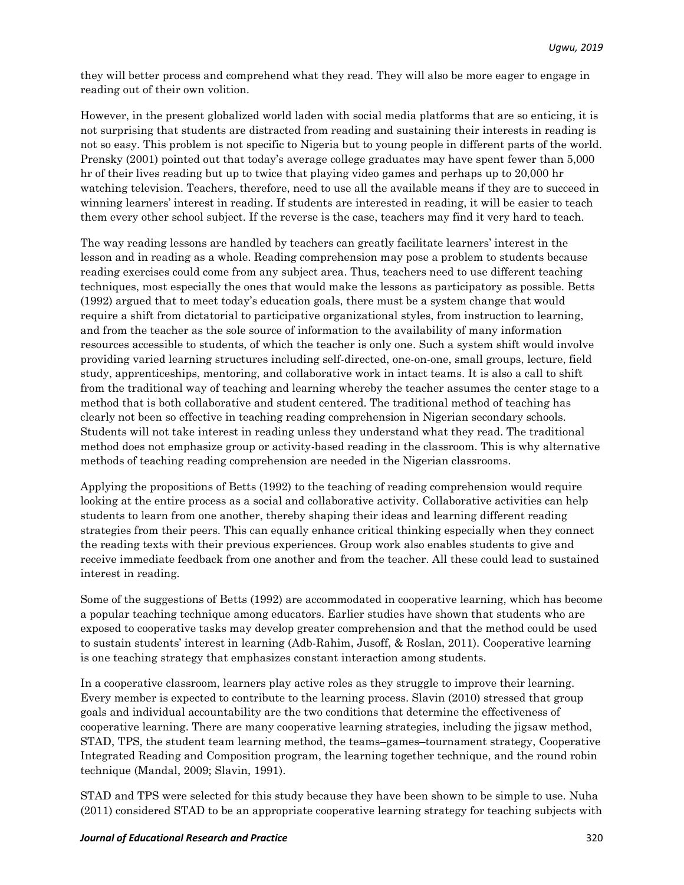they will better process and comprehend what they read. They will also be more eager to engage in reading out of their own volition.

However, in the present globalized world laden with social media platforms that are so enticing, it is not surprising that students are distracted from reading and sustaining their interests in reading is not so easy. This problem is not specific to Nigeria but to young people in different parts of the world. Prensky (2001) pointed out that today's average college graduates may have spent fewer than 5,000 hr of their lives reading but up to twice that playing video games and perhaps up to 20,000 hr watching television. Teachers, therefore, need to use all the available means if they are to succeed in winning learners' interest in reading. If students are interested in reading, it will be easier to teach them every other school subject. If the reverse is the case, teachers may find it very hard to teach.

The way reading lessons are handled by teachers can greatly facilitate learners' interest in the lesson and in reading as a whole. Reading comprehension may pose a problem to students because reading exercises could come from any subject area. Thus, teachers need to use different teaching techniques, most especially the ones that would make the lessons as participatory as possible. Betts (1992) argued that to meet today's education goals, there must be a system change that would require a shift from dictatorial to participative organizational styles, from instruction to learning, and from the teacher as the sole source of information to the availability of many information resources accessible to students, of which the teacher is only one. Such a system shift would involve providing varied learning structures including self-directed, one-on-one, small groups, lecture, field study, apprenticeships, mentoring, and collaborative work in intact teams. It is also a call to shift from the traditional way of teaching and learning whereby the teacher assumes the center stage to a method that is both collaborative and student centered. The traditional method of teaching has clearly not been so effective in teaching reading comprehension in Nigerian secondary schools. Students will not take interest in reading unless they understand what they read. The traditional method does not emphasize group or activity-based reading in the classroom. This is why alternative methods of teaching reading comprehension are needed in the Nigerian classrooms.

Applying the propositions of Betts (1992) to the teaching of reading comprehension would require looking at the entire process as a social and collaborative activity. Collaborative activities can help students to learn from one another, thereby shaping their ideas and learning different reading strategies from their peers. This can equally enhance critical thinking especially when they connect the reading texts with their previous experiences. Group work also enables students to give and receive immediate feedback from one another and from the teacher. All these could lead to sustained interest in reading.

Some of the suggestions of Betts (1992) are accommodated in cooperative learning, which has become a popular teaching technique among educators. Earlier studies have shown that students who are exposed to cooperative tasks may develop greater comprehension and that the method could be used to sustain students' interest in learning (Adb-Rahim, Jusoff, & Roslan, 2011). Cooperative learning is one teaching strategy that emphasizes constant interaction among students.

In a cooperative classroom, learners play active roles as they struggle to improve their learning. Every member is expected to contribute to the learning process. Slavin (2010) stressed that group goals and individual accountability are the two conditions that determine the effectiveness of cooperative learning. There are many cooperative learning strategies, including the jigsaw method, STAD, TPS, the student team learning method, the teams–games–tournament strategy, Cooperative Integrated Reading and Composition program, the learning together technique, and the round robin technique (Mandal, 2009; Slavin, 1991).

STAD and TPS were selected for this study because they have been shown to be simple to use. Nuha (2011) considered STAD to be an appropriate cooperative learning strategy for teaching subjects with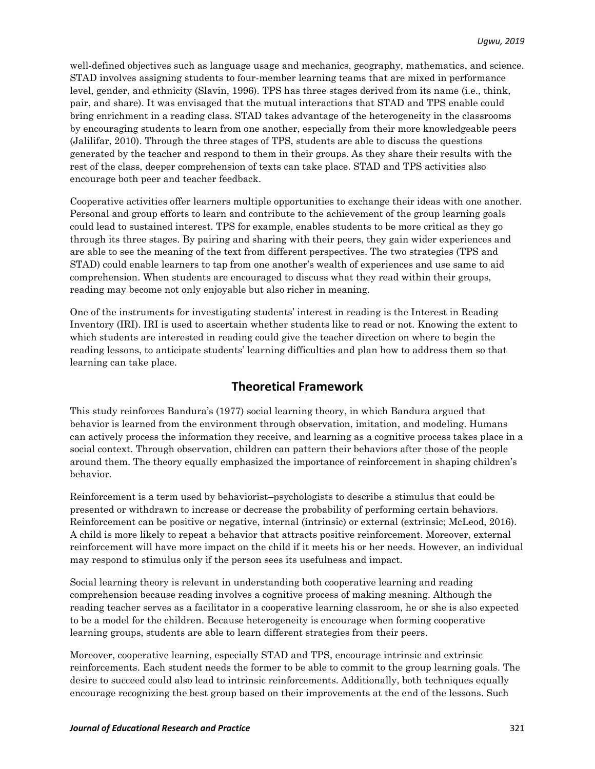well-defined objectives such as language usage and mechanics, geography, mathematics, and science. STAD involves assigning students to four-member learning teams that are mixed in performance level, gender, and ethnicity (Slavin, 1996). TPS has three stages derived from its name (i.e., think, pair, and share). It was envisaged that the mutual interactions that STAD and TPS enable could bring enrichment in a reading class. STAD takes advantage of the heterogeneity in the classrooms by encouraging students to learn from one another, especially from their more knowledgeable peers (Jalilifar, 2010). Through the three stages of TPS, students are able to discuss the questions generated by the teacher and respond to them in their groups. As they share their results with the rest of the class, deeper comprehension of texts can take place. STAD and TPS activities also encourage both peer and teacher feedback.

Cooperative activities offer learners multiple opportunities to exchange their ideas with one another. Personal and group efforts to learn and contribute to the achievement of the group learning goals could lead to sustained interest. TPS for example, enables students to be more critical as they go through its three stages. By pairing and sharing with their peers, they gain wider experiences and are able to see the meaning of the text from different perspectives. The two strategies (TPS and STAD) could enable learners to tap from one another's wealth of experiences and use same to aid comprehension. When students are encouraged to discuss what they read within their groups, reading may become not only enjoyable but also richer in meaning.

One of the instruments for investigating students' interest in reading is the Interest in Reading Inventory (IRI). IRI is used to ascertain whether students like to read or not. Knowing the extent to which students are interested in reading could give the teacher direction on where to begin the reading lessons, to anticipate students' learning difficulties and plan how to address them so that learning can take place.

## Theoretical Framework

This study reinforces Bandura's (1977) social learning theory, in which Bandura argued that behavior is learned from the environment through observation, imitation, and modeling. Humans can actively process the information they receive, and learning as a cognitive process takes place in a social context. Through observation, children can pattern their behaviors after those of the people around them. The theory equally emphasized the importance of reinforcement in shaping children's behavior.

Reinforcement is a term used by behaviorist–psychologists to describe a stimulus that could be presented or withdrawn to increase or decrease the probability of performing certain behaviors. Reinforcement can be positive or negative, internal (intrinsic) or external (extrinsic; McLeod, 2016). A child is more likely to repeat a behavior that attracts positive reinforcement. Moreover, external reinforcement will have more impact on the child if it meets his or her needs. However, an individual may respond to stimulus only if the person sees its usefulness and impact.

Social learning theory is relevant in understanding both cooperative learning and reading comprehension because reading involves a cognitive process of making meaning. Although the reading teacher serves as a facilitator in a cooperative learning classroom, he or she is also expected to be a model for the children. Because heterogeneity is encourage when forming cooperative learning groups, students are able to learn different strategies from their peers.

Moreover, cooperative learning, especially STAD and TPS, encourage intrinsic and extrinsic reinforcements. Each student needs the former to be able to commit to the group learning goals. The desire to succeed could also lead to intrinsic reinforcements. Additionally, both techniques equally encourage recognizing the best group based on their improvements at the end of the lessons. Such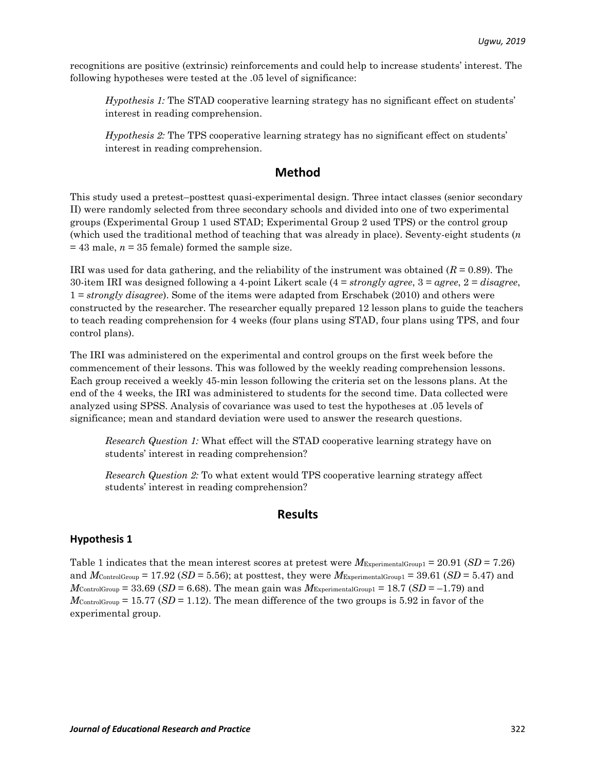recognitions are positive (extrinsic) reinforcements and could help to increase students' interest. The following hypotheses were tested at the .05 level of significance:

> *Hypothesis 1:* The STAD cooperative learning strategy has no significant effect on students' interest in reading comprehension.
>
> *Hypothesis 2:* The TPS cooperative learning strategy has no significant effect on students' interest in reading comprehension.

## Method

This study used a pretest–posttest quasi-experimental design. Three intact classes (senior secondary II) were randomly selected from three secondary schools and divided into one of two experimental groups (Experimental Group 1 used STAD; Experimental Group 2 used TPS) or the control group (which used the traditional method of teaching that was already in place). Seventy-eight students ($n$ = 43 male, $n$ = 35 female) formed the sample size.

IRI was used for data gathering, and the reliability of the instrument was obtained ($R$ = 0.89). The 30-item IRI was designed following a 4-point Likert scale (4 = *strongly agree*, 3 = *agree*, 2 = *disagree*, 1 = *strongly disagree*). Some of the items were adapted from Erschabek (2010) and others were constructed by the researcher. The researcher equally prepared 12 lesson plans to guide the teachers to teach reading comprehension for 4 weeks (four plans using STAD, four plans using TPS, and four control plans).

The IRI was administered on the experimental and control groups on the first week before the commencement of their lessons. This was followed by the weekly reading comprehension lessons. Each group received a weekly 45-min lesson following the criteria set on the lessons plans. At the end of the 4 weeks, the IRI was administered to students for the second time. Data collected were analyzed using SPSS. Analysis of covariance was used to test the hypotheses at .05 levels of significance; mean and standard deviation were used to answer the research questions.

> *Research Question 1:* What effect will the STAD cooperative learning strategy have on students' interest in reading comprehension?
>
> *Research Question 2:* To what extent would TPS cooperative learning strategy affect students' interest in reading comprehension?

## Results

### Hypothesis 1

Table 1 indicates that the mean interest scores at pretest were $M_{\text{ExperimentalGroup1}}$ = 20.91 ($SD$ = 7.26) and $M_{\text{ControlGroup}}$ = 17.92 ($SD$ = 5.56); at posttest, they were $M_{\text{ExperimentalGroup1}}$ = 39.61 ($SD$ = 5.47) and $M_{\text{ControlGroup}}$ = 33.69 ($SD$ = 6.68). The mean gain was $M_{\text{ExperimentalGroup1}}$ = 18.7 ($SD$ = –1.79) and $M_{\text{ControlGroup}}$ = 15.77 ($SD$ = 1.12). The mean difference of the two groups is 5.92 in favor of the experimental group.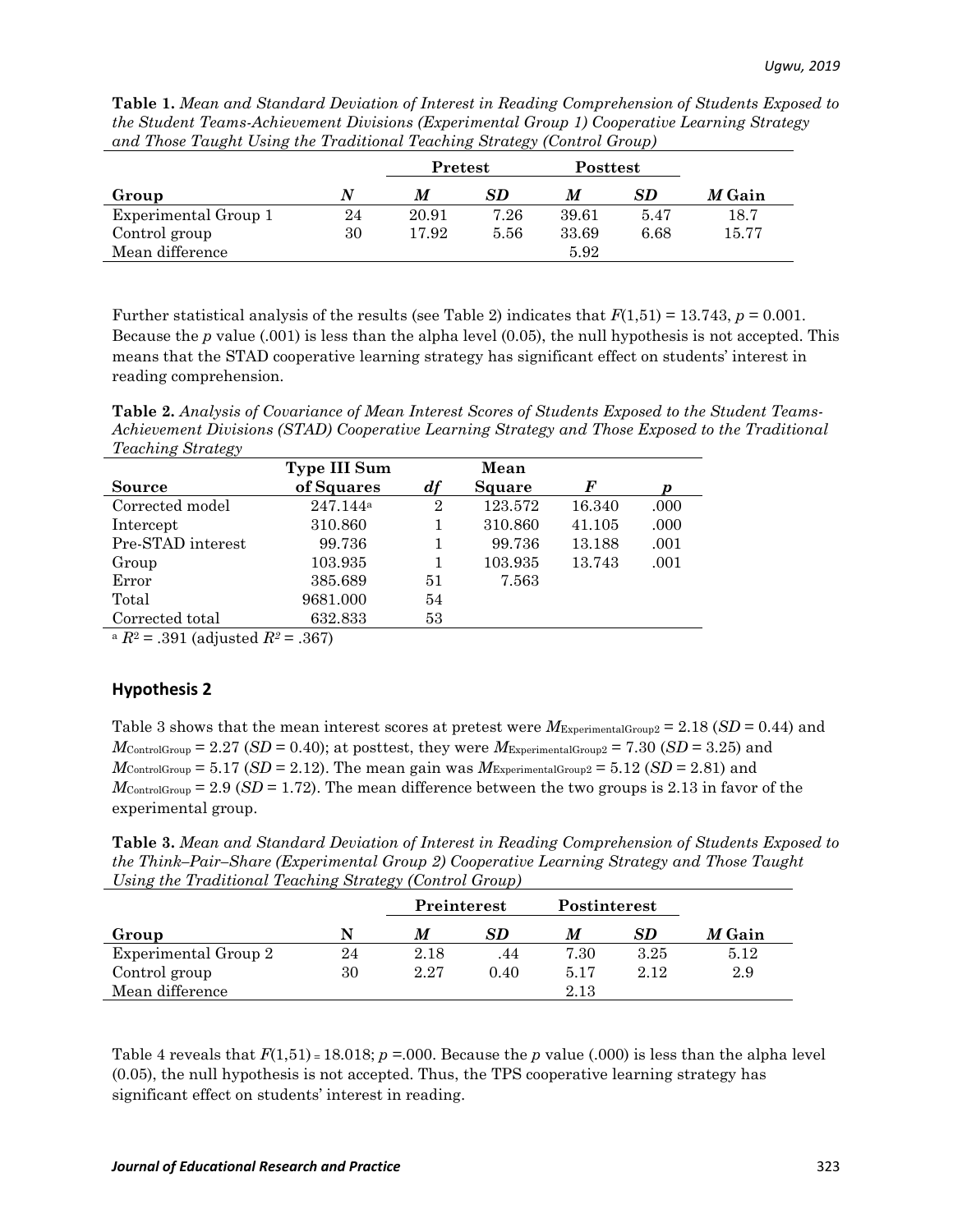**Table 1.** *Mean and Standard Deviation of Interest in Reading Comprehension of Students Exposed to the Student Teams-Achievement Divisions (Experimental Group 1) Cooperative Learning Strategy and Those Taught Using the Traditional Teaching Strategy (Control Group)*

| | | Pretest | | Posttest | | |
|---|---|---|---|---|---|---|
| Group | *N* | *M* | *SD* | *M* | *SD* | *M* Gain |
| Experimental Group 1 | 24 | 20.91 | 7.26 | 39.61 | 5.47 | 18.7 |
| Control group | 30 | 17.92 | 5.56 | 33.69 | 6.68 | 15.77 |
| Mean difference | | | | 5.92 | | |

Further statistical analysis of the results (see Table 2) indicates that $F(1,51) = 13.743$, $p = 0.001$. Because the *p* value (.001) is less than the alpha level (0.05), the null hypothesis is not accepted. This means that the STAD cooperative learning strategy has significant effect on students' interest in reading comprehension.

**Table 2.** *Analysis of Covariance of Mean Interest Scores of Students Exposed to the Student Teams-Achievement Divisions (STAD) Cooperative Learning Strategy and Those Exposed to the Traditional Teaching Strategy*

| Source | Type III Sum of Squares | *df* | Mean Square | *F* | *p* |
|---|---|---|---|---|---|
| Corrected model | 247.144[a] | 2 | 123.572 | 16.340 | .000 |
| Intercept | 310.860 | 1 | 310.860 | 41.105 | .000 |
| Pre-STAD interest | 99.736 | 1 | 99.736 | 13.188 | .001 |
| Group | 103.935 | 1 | 103.935 | 13.743 | .001 |
| Error | 385.689 | 51 | 7.563 | | |
| Total | 9681.000 | 54 | | | |
| Corrected total | 632.833 | 53 | | | |

[a] $R^2 = .391$ (adjusted $R^2 = .367$)

## Hypothesis 2

Table 3 shows that the mean interest scores at pretest were $M_{\text{ExperimentalGroup2}} = 2.18$ ($SD = 0.44$) and $M_{\text{ControlGroup}} = 2.27$ ($SD = 0.40$); at posttest, they were $M_{\text{ExperimentalGroup2}} = 7.30$ ($SD = 3.25$) and $M_{\text{ControlGroup}} = 5.17$ ($SD = 2.12$). The mean gain was $M_{\text{ExperimentalGroup2}} = 5.12$ ($SD = 2.81$) and $M_{\text{ControlGroup}} = 2.9$ ($SD = 1.72$). The mean difference between the two groups is 2.13 in favor of the experimental group.

**Table 3.** *Mean and Standard Deviation of Interest in Reading Comprehension of Students Exposed to the Think–Pair–Share (Experimental Group 2) Cooperative Learning Strategy and Those Taught Using the Traditional Teaching Strategy (Control Group)*

| | | Preinterest | | Postinterest | | |
|---|---|---|---|---|---|---|
| Group | N | *M* | *SD* | *M* | *SD* | *M* Gain |
| Experimental Group 2 | 24 | 2.18 | .44 | 7.30 | 3.25 | 5.12 |
| Control group | 30 | 2.27 | 0.40 | 5.17 | 2.12 | 2.9 |
| Mean difference | | | | 2.13 | | |

Table 4 reveals that $F(1,51) = 18.018$; $p = .000$. Because the *p* value (.000) is less than the alpha level (0.05), the null hypothesis is not accepted. Thus, the TPS cooperative learning strategy has significant effect on students' interest in reading.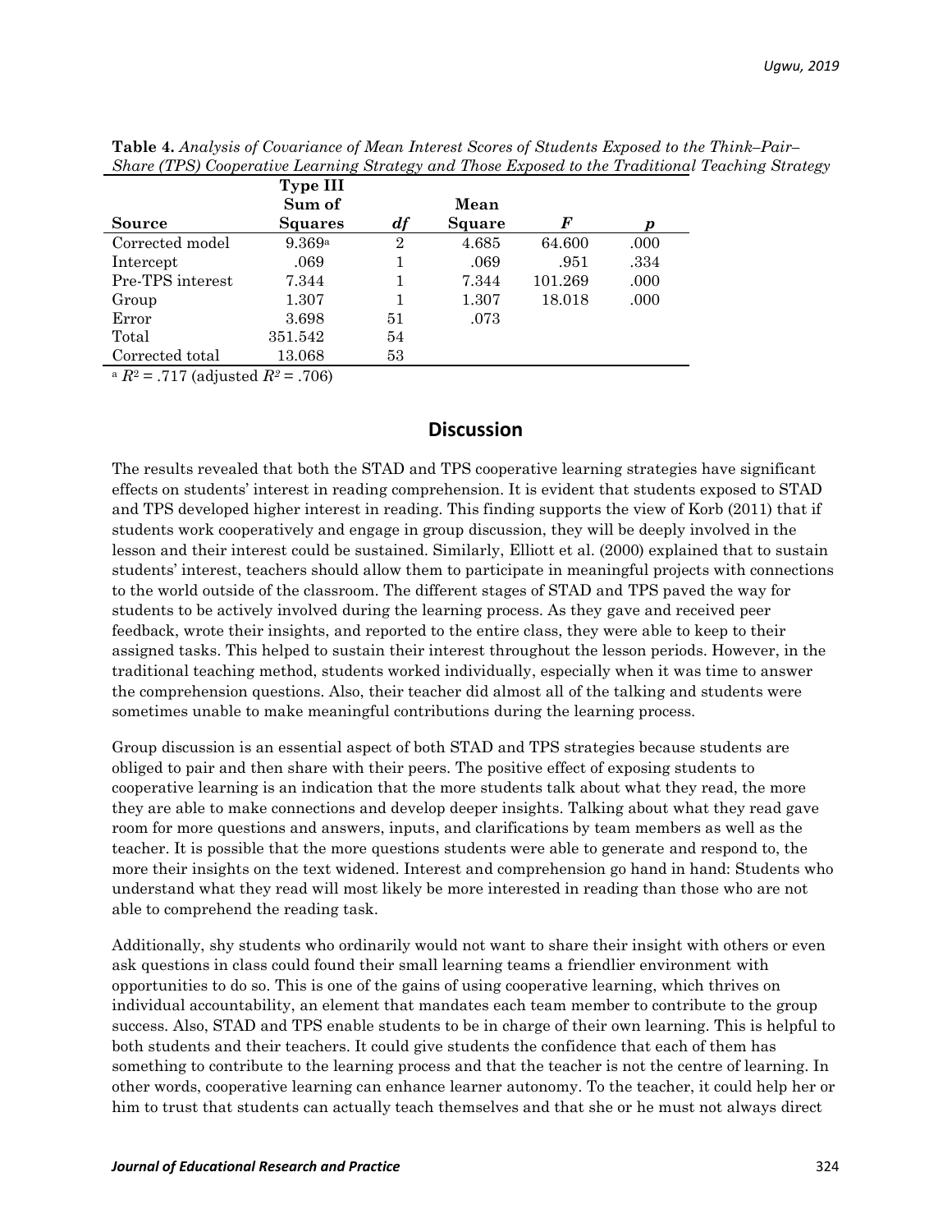**Table 4.** *Analysis of Covariance of Mean Interest Scores of Students Exposed to the Think–Pair–Share (TPS) Cooperative Learning Strategy and Those Exposed to the Traditional Teaching Strategy*

| Source | Type III Sum of Squares | *df* | Mean Square | *F* | *p* |
|---|---|---|---|---|---|
| Corrected model | 9.369[a] | 2 | 4.685 | 64.600 | .000 |
| Intercept | .069 | 1 | .069 | .951 | .334 |
| Pre-TPS interest | 7.344 | 1 | 7.344 | 101.269 | .000 |
| Group | 1.307 | 1 | 1.307 | 18.018 | .000 |
| Error | 3.698 | 51 | .073 | | |
| Total | 351.542 | 54 | | | |
| Corrected total | 13.068 | 53 | | | |

[a] $R^2 = .717$ (adjusted $R^2 = .706$)

## Discussion

The results revealed that both the STAD and TPS cooperative learning strategies have significant effects on students' interest in reading comprehension. It is evident that students exposed to STAD and TPS developed higher interest in reading. This finding supports the view of Korb (2011) that if students work cooperatively and engage in group discussion, they will be deeply involved in the lesson and their interest could be sustained. Similarly, Elliott et al. (2000) explained that to sustain students' interest, teachers should allow them to participate in meaningful projects with connections to the world outside of the classroom. The different stages of STAD and TPS paved the way for students to be actively involved during the learning process. As they gave and received peer feedback, wrote their insights, and reported to the entire class, they were able to keep to their assigned tasks. This helped to sustain their interest throughout the lesson periods. However, in the traditional teaching method, students worked individually, especially when it was time to answer the comprehension questions. Also, their teacher did almost all of the talking and students were sometimes unable to make meaningful contributions during the learning process.

Group discussion is an essential aspect of both STAD and TPS strategies because students are obliged to pair and then share with their peers. The positive effect of exposing students to cooperative learning is an indication that the more students talk about what they read, the more they are able to make connections and develop deeper insights. Talking about what they read gave room for more questions and answers, inputs, and clarifications by team members as well as the teacher. It is possible that the more questions students were able to generate and respond to, the more their insights on the text widened. Interest and comprehension go hand in hand: Students who understand what they read will most likely be more interested in reading than those who are not able to comprehend the reading task.

Additionally, shy students who ordinarily would not want to share their insight with others or even ask questions in class could found their small learning teams a friendlier environment with opportunities to do so. This is one of the gains of using cooperative learning, which thrives on individual accountability, an element that mandates each team member to contribute to the group success. Also, STAD and TPS enable students to be in charge of their own learning. This is helpful to both students and their teachers. It could give students the confidence that each of them has something to contribute to the learning process and that the teacher is not the centre of learning. In other words, cooperative learning can enhance learner autonomy. To the teacher, it could help her or him to trust that students can actually teach themselves and that she or he must not always direct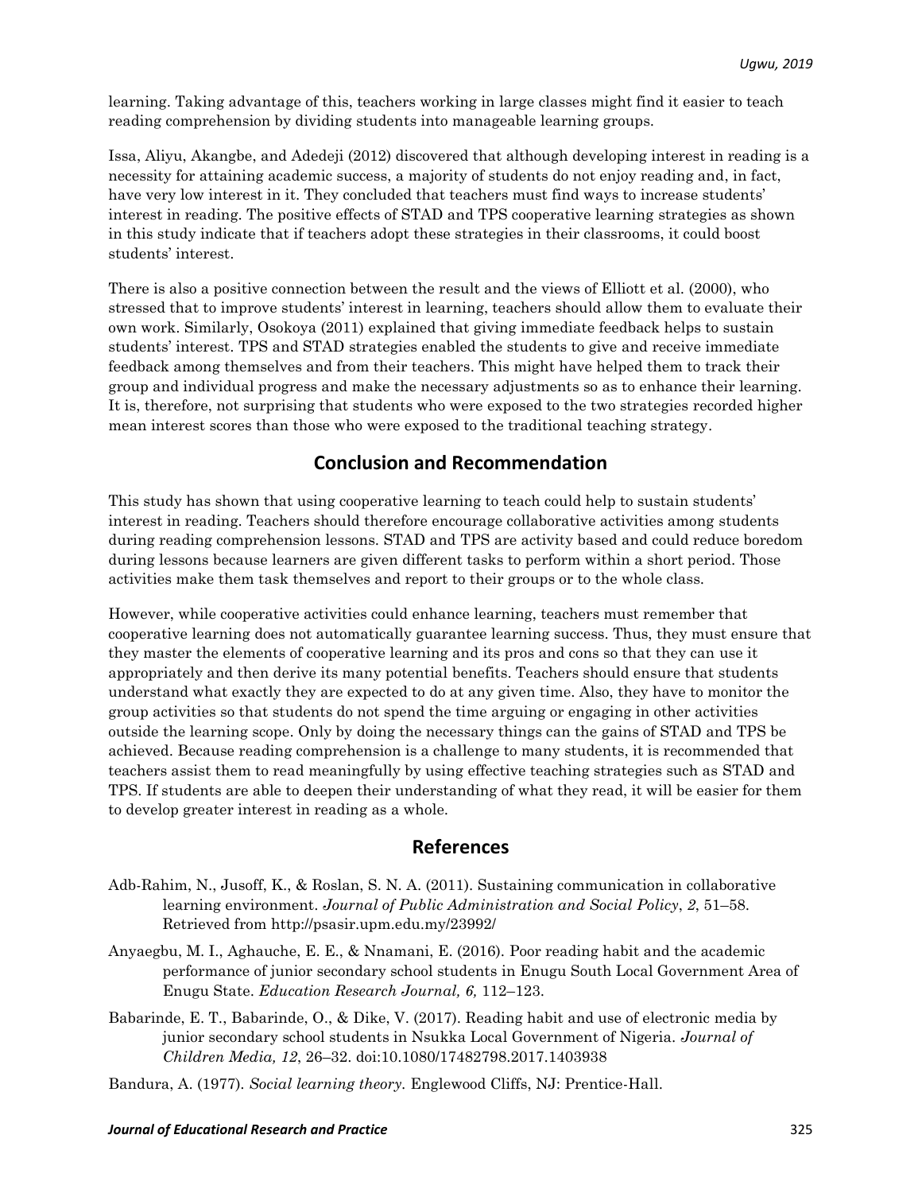learning. Taking advantage of this, teachers working in large classes might find it easier to teach reading comprehension by dividing students into manageable learning groups.

Issa, Aliyu, Akangbe, and Adedeji (2012) discovered that although developing interest in reading is a necessity for attaining academic success, a majority of students do not enjoy reading and, in fact, have very low interest in it. They concluded that teachers must find ways to increase students' interest in reading. The positive effects of STAD and TPS cooperative learning strategies as shown in this study indicate that if teachers adopt these strategies in their classrooms, it could boost students' interest.

There is also a positive connection between the result and the views of Elliott et al. (2000), who stressed that to improve students' interest in learning, teachers should allow them to evaluate their own work. Similarly, Osokoya (2011) explained that giving immediate feedback helps to sustain students' interest. TPS and STAD strategies enabled the students to give and receive immediate feedback among themselves and from their teachers. This might have helped them to track their group and individual progress and make the necessary adjustments so as to enhance their learning. It is, therefore, not surprising that students who were exposed to the two strategies recorded higher mean interest scores than those who were exposed to the traditional teaching strategy.

## Conclusion and Recommendation

This study has shown that using cooperative learning to teach could help to sustain students' interest in reading. Teachers should therefore encourage collaborative activities among students during reading comprehension lessons. STAD and TPS are activity based and could reduce boredom during lessons because learners are given different tasks to perform within a short period. Those activities make them task themselves and report to their groups or to the whole class.

However, while cooperative activities could enhance learning, teachers must remember that cooperative learning does not automatically guarantee learning success. Thus, they must ensure that they master the elements of cooperative learning and its pros and cons so that they can use it appropriately and then derive its many potential benefits. Teachers should ensure that students understand what exactly they are expected to do at any given time. Also, they have to monitor the group activities so that students do not spend the time arguing or engaging in other activities outside the learning scope. Only by doing the necessary things can the gains of STAD and TPS be achieved. Because reading comprehension is a challenge to many students, it is recommended that teachers assist them to read meaningfully by using effective teaching strategies such as STAD and TPS. If students are able to deepen their understanding of what they read, it will be easier for them to develop greater interest in reading as a whole.

## References

Adb-Rahim, N., Jusoff, K., & Roslan, S. N. A. (2011). Sustaining communication in collaborative learning environment. *Journal of Public Administration and Social Policy*, *2*, 51–58. Retrieved from http://psasir.upm.edu.my/23992/

Anyaegbu, M. I., Aghauche, E. E., & Nnamani, E. (2016). Poor reading habit and the academic performance of junior secondary school students in Enugu South Local Government Area of Enugu State. *Education Research Journal, 6,* 112–123.

Babarinde, E. T., Babarinde, O., & Dike, V. (2017). Reading habit and use of electronic media by junior secondary school students in Nsukka Local Government of Nigeria. *Journal of Children Media, 12*, 26–32. doi:10.1080/17482798.2017.1403938

Bandura, A. (1977). *Social learning theory.* Englewood Cliffs, NJ: Prentice-Hall.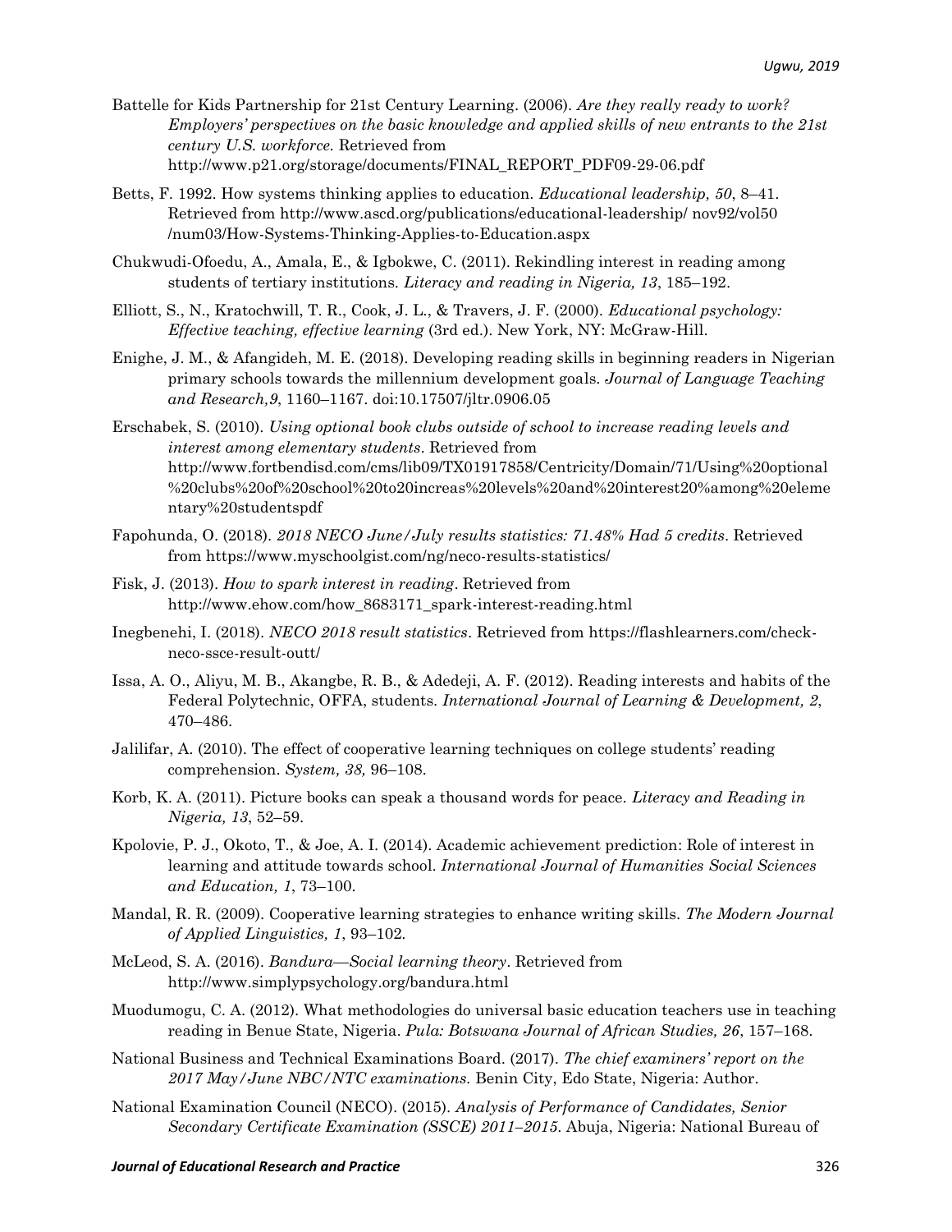Battelle for Kids Partnership for 21st Century Learning. (2006). *Are they really ready to work? Employers' perspectives on the basic knowledge and applied skills of new entrants to the 21st century U.S. workforce.* Retrieved from http://www.p21.org/storage/documents/FINAL_REPORT_PDF09-29-06.pdf

Betts, F. 1992. How systems thinking applies to education. *Educational leadership, 50*, 8–41. Retrieved from http://www.ascd.org/publications/educational-leadership/ nov92/vol50 /num03/How-Systems-Thinking-Applies-to-Education.aspx

Chukwudi-Ofoedu, A., Amala, E., & Igbokwe, C. (2011). Rekindling interest in reading among students of tertiary institutions. *Literacy and reading in Nigeria, 13*, 185–192.

Elliott, S., N., Kratochwill, T. R., Cook, J. L., & Travers, J. F. (2000). *Educational psychology: Effective teaching, effective learning* (3rd ed.). New York, NY: McGraw-Hill.

Enighe, J. M., & Afangideh, M. E. (2018). Developing reading skills in beginning readers in Nigerian primary schools towards the millennium development goals. *Journal of Language Teaching and Research,9*, 1160–1167. doi:10.17507/jltr.0906.05

Erschabek, S. (2010). *Using optional book clubs outside of school to increase reading levels and interest among elementary students*. Retrieved from http://www.fortbendisd.com/cms/lib09/TX01917858/Centricity/Domain/71/Using%20optional%20clubs%20of%20school%20to%20increas%20levels%20and%20interest20%among%20elementary%20studentspdf

Fapohunda, O. (2018). *2018 NECO June/July results statistics: 71.48% Had 5 credits*. Retrieved from https://www.myschoolgist.com/ng/neco-results-statistics/

Fisk, J. (2013). *How to spark interest in reading*. Retrieved from http://www.ehow.com/how_8683171_spark-interest-reading.html

Inegbenehi, I. (2018). *NECO 2018 result statistics*. Retrieved from https://flashlearners.com/check-neco-ssce-result-outt/

Issa, A. O., Aliyu, M. B., Akangbe, R. B., & Adedeji, A. F. (2012). Reading interests and habits of the Federal Polytechnic, OFFA, students. *International Journal of Learning & Development, 2*, 470–486.

Jalilifar, A. (2010). The effect of cooperative learning techniques on college students' reading comprehension. *System, 38,* 96–108.

Korb, K. A. (2011). Picture books can speak a thousand words for peace. *Literacy and Reading in Nigeria, 13*, 52–59.

Kpolovie, P. J., Okoto, T., & Joe, A. I. (2014). Academic achievement prediction: Role of interest in learning and attitude towards school. *International Journal of Humanities Social Sciences and Education, 1*, 73–100.

Mandal, R. R. (2009). Cooperative learning strategies to enhance writing skills. *The Modern Journal of Applied Linguistics, 1*, 93–102.

McLeod, S. A. (2016). *Bandura—Social learning theory*. Retrieved from http://www.simplypsychology.org/bandura.html

Muodumogu, C. A. (2012). What methodologies do universal basic education teachers use in teaching reading in Benue State, Nigeria. *Pula: Botswana Journal of African Studies, 26*, 157–168.

National Business and Technical Examinations Board. (2017). *The chief examiners' report on the 2017 May/June NBC/NTC examinations.* Benin City, Edo State, Nigeria: Author.

National Examination Council (NECO). (2015). *Analysis of Performance of Candidates, Senior Secondary Certificate Examination (SSCE) 2011–2015*. Abuja, Nigeria: National Bureau of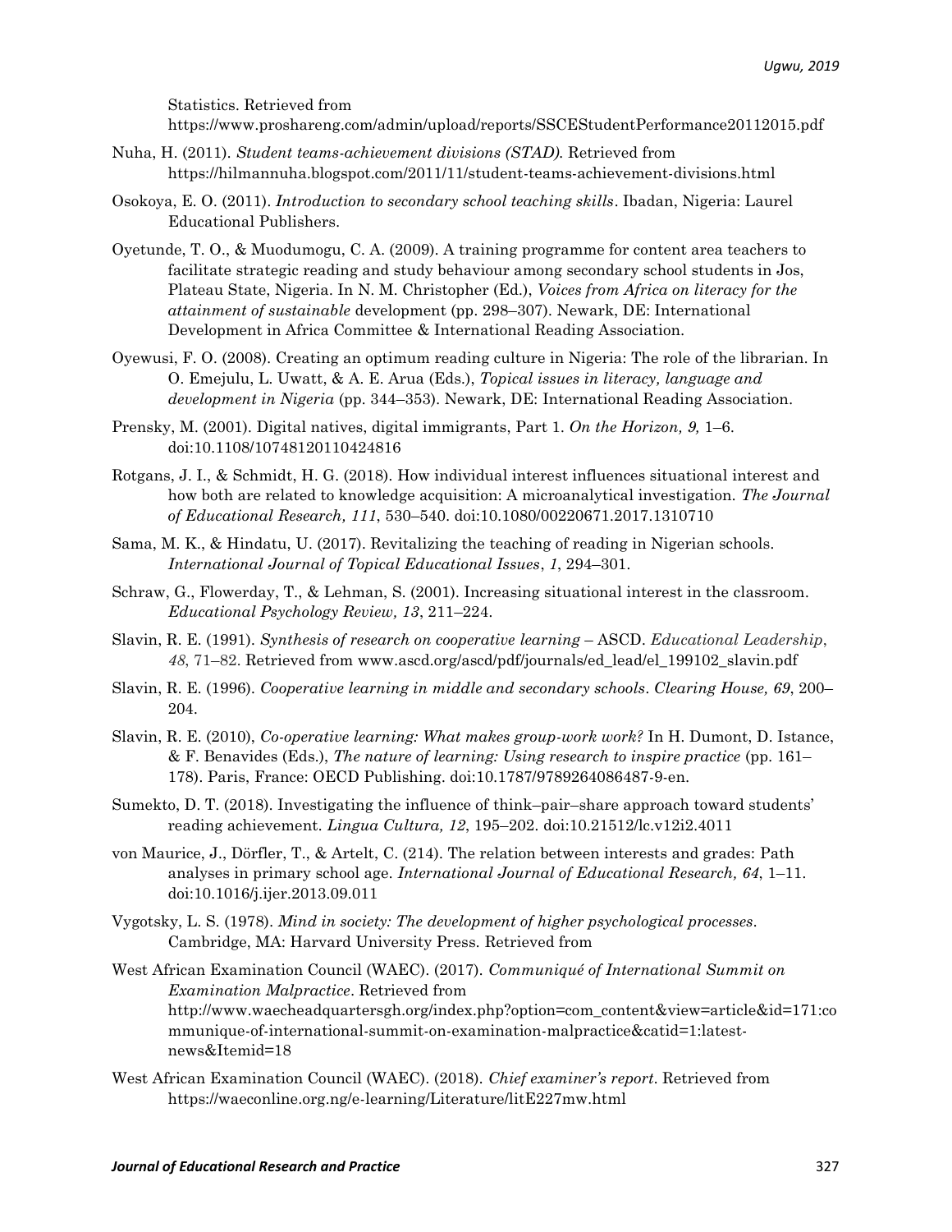Statistics. Retrieved from https://www.proshareng.com/admin/upload/reports/SSCEStudentPerformance20112015.pdf

Nuha, H. (2011). *Student teams-achievement divisions (STAD)*. Retrieved from https://hilmannuha.blogspot.com/2011/11/student-teams-achievement-divisions.html

Osokoya, E. O. (2011). *Introduction to secondary school teaching skills*. Ibadan, Nigeria: Laurel Educational Publishers.

Oyetunde, T. O., & Muodumogu, C. A. (2009). A training programme for content area teachers to facilitate strategic reading and study behaviour among secondary school students in Jos, Plateau State, Nigeria. In N. M. Christopher (Ed.), *Voices from Africa on literacy for the attainment of sustainable* development (pp. 298–307). Newark, DE: International Development in Africa Committee & International Reading Association.

Oyewusi, F. O. (2008). Creating an optimum reading culture in Nigeria: The role of the librarian. In O. Emejulu, L. Uwatt, & A. E. Arua (Eds.), *Topical issues in literacy, language and development in Nigeria* (pp. 344–353). Newark, DE: International Reading Association.

Prensky, M. (2001). Digital natives, digital immigrants, Part 1. *On the Horizon, 9,* 1–6. doi:10.1108/10748120110424816

Rotgans, J. I., & Schmidt, H. G. (2018). How individual interest influences situational interest and how both are related to knowledge acquisition: A microanalytical investigation. *The Journal of Educational Research, 111*, 530–540. doi:10.1080/00220671.2017.1310710

Sama, M. K., & Hindatu, U. (2017). Revitalizing the teaching of reading in Nigerian schools. *International Journal of Topical Educational Issues*, *1*, 294–301.

Schraw, G., Flowerday, T., & Lehman, S. (2001). Increasing situational interest in the classroom. *Educational Psychology Review, 13*, 211–224.

Slavin, R. E. (1991). *Synthesis of research on cooperative learning* – ASCD. *Educational Leadership*, *48*, 71–82. Retrieved from www.ascd.org/ascd/pdf/journals/ed_lead/el_199102_slavin.pdf

Slavin, R. E. (1996). *Cooperative learning in middle and secondary schools*. *Clearing House, 69*, 200–204.

Slavin, R. E. (2010), *Co-operative learning: What makes group-work work?* In H. Dumont, D. Istance, & F. Benavides (Eds.), *The nature of learning: Using research to inspire practice* (pp. 161–178). Paris, France: OECD Publishing. doi:10.1787/9789264086487-9-en.

Sumekto, D. T. (2018). Investigating the influence of think–pair–share approach toward students' reading achievement. *Lingua Cultura, 12*, 195–202. doi:10.21512/lc.v12i2.4011

von Maurice, J., Dörfler, T., & Artelt, C. (214). The relation between interests and grades: Path analyses in primary school age. *International Journal of Educational Research, 64*, 1–11. doi:10.1016/j.ijer.2013.09.011

Vygotsky, L. S. (1978). *Mind in society: The development of higher psychological processes*. Cambridge, MA: Harvard University Press. Retrieved from

West African Examination Council (WAEC). (2017). *Communiqué of International Summit on Examination Malpractice*. Retrieved from http://www.waecheadquartersgh.org/index.php?option=com_content&view=article&id=171:communique-of-international-summit-on-examination-malpractice&catid=1:latest-news&Itemid=18

West African Examination Council (WAEC). (2018). *Chief examiner's report*. Retrieved from https://waeconline.org.ng/e-learning/Literature/litE227mw.html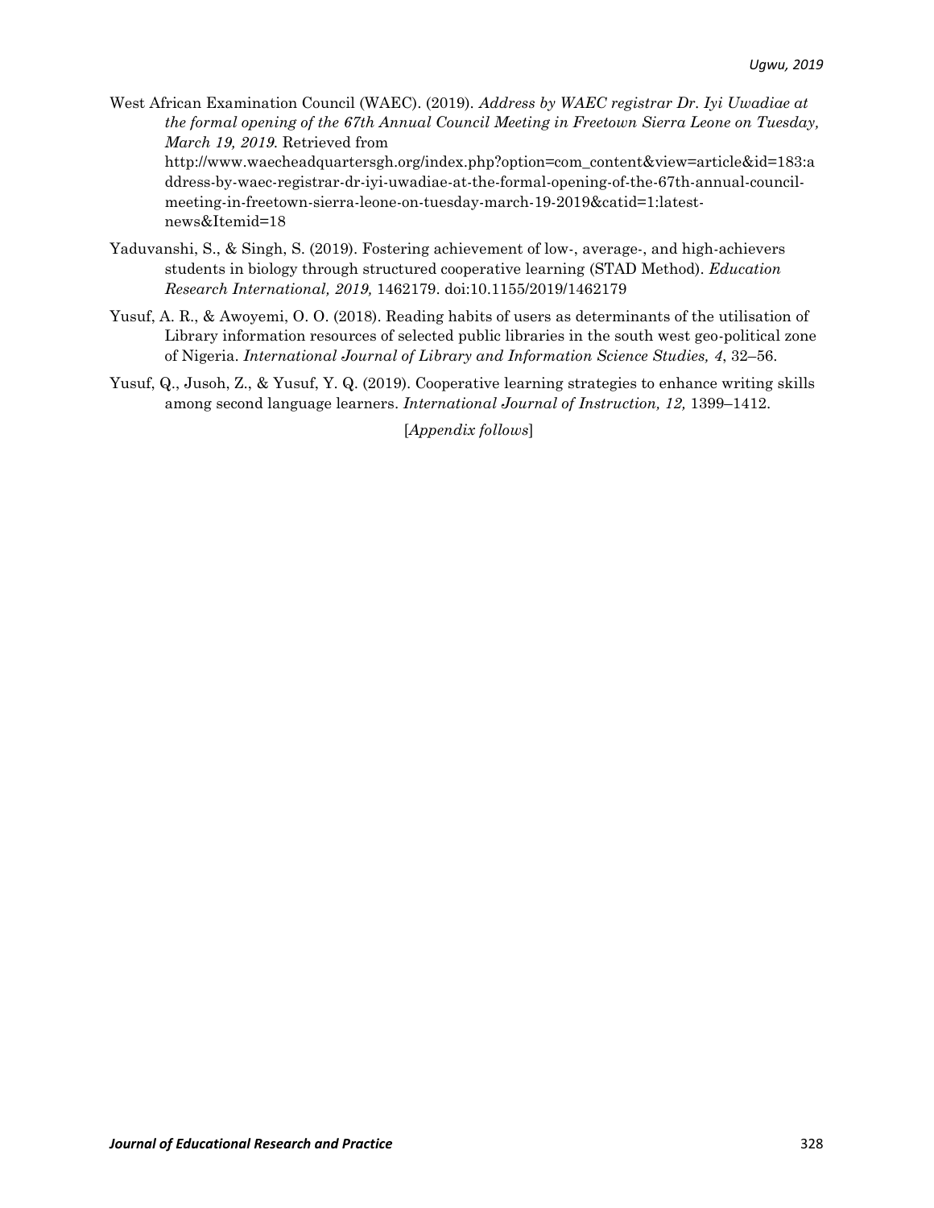West African Examination Council (WAEC). (2019). *Address by WAEC registrar Dr. Iyi Uwadiae at the formal opening of the 67th Annual Council Meeting in Freetown Sierra Leone on Tuesday, March 19, 2019*. Retrieved from http://www.waecheadquartersgh.org/index.php?option=com_content&view=article&id=183:address-by-waec-registrar-dr-iyi-uwadiae-at-the-formal-opening-of-the-67th-annual-council-meeting-in-freetown-sierra-leone-on-tuesday-march-19-2019&catid=1:latest-news&Itemid=18

Yaduvanshi, S., & Singh, S. (2019). Fostering achievement of low-, average-, and high-achievers students in biology through structured cooperative learning (STAD Method). *Education Research International, 2019,* 1462179. doi:10.1155/2019/1462179

Yusuf, A. R., & Awoyemi, O. O. (2018). Reading habits of users as determinants of the utilisation of Library information resources of selected public libraries in the south west geo-political zone of Nigeria. *International Journal of Library and Information Science Studies, 4*, 32–56.

Yusuf, Q., Jusoh, Z., & Yusuf, Y. Q. (2019). Cooperative learning strategies to enhance writing skills among second language learners. *International Journal of Instruction, 12,* 1399–1412.

[*Appendix follows*]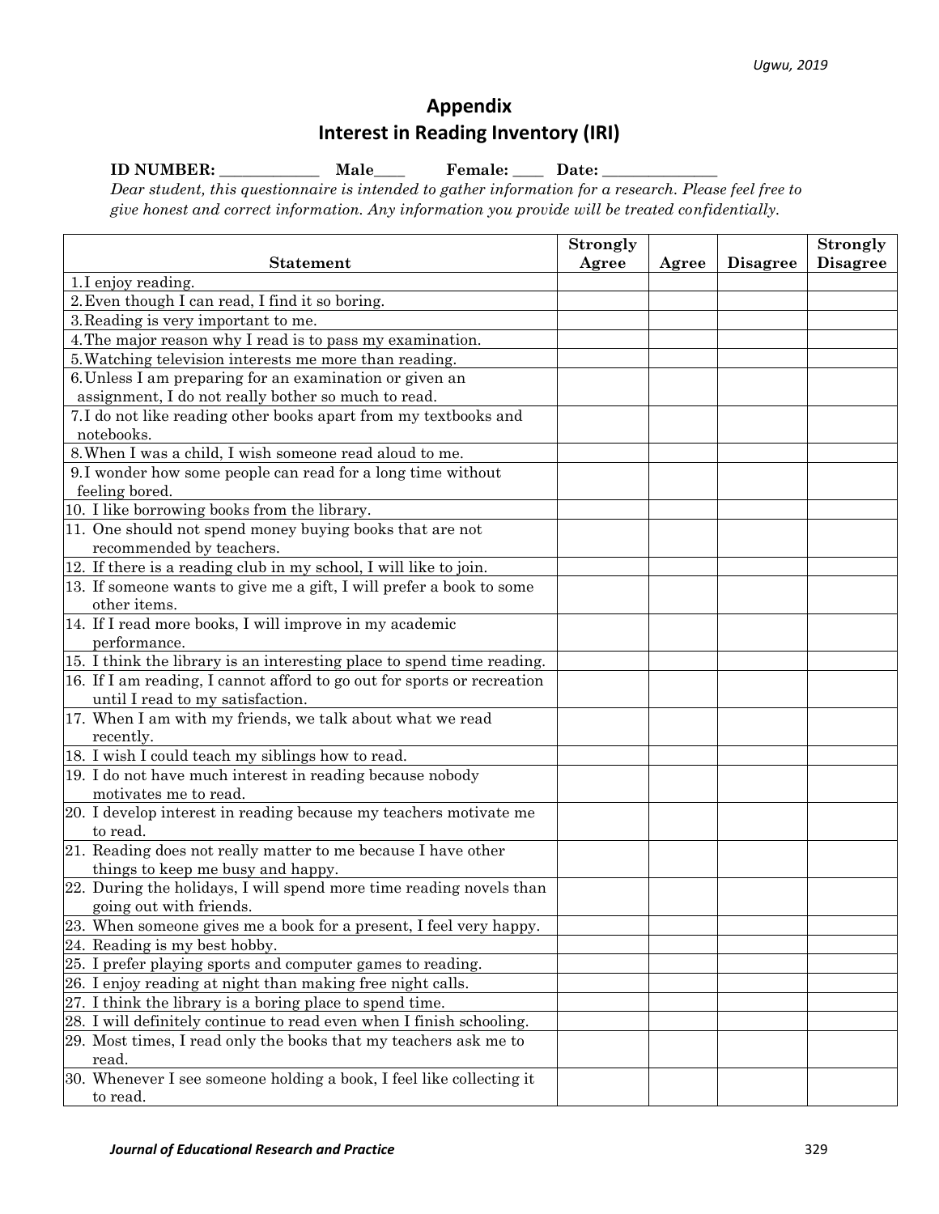# Appendix

## Interest in Reading Inventory (IRI)

**ID NUMBER: _____________ Male____ Female: ____ Date: ______________**

*Dear student, this questionnaire is intended to gather information for a research. Please feel free to give honest and correct information. Any information you provide will be treated confidentially.*

| Statement | Strongly Agree | Agree | Disagree | Strongly Disagree |
|---|---|---|---|---|
| 1. I enjoy reading. | | | | |
| 2. Even though I can read, I find it so boring. | | | | |
| 3. Reading is very important to me. | | | | |
| 4. The major reason why I read is to pass my examination. | | | | |
| 5. Watching television interests me more than reading. | | | | |
| 6. Unless I am preparing for an examination or given an assignment, I do not really bother so much to read. | | | | |
| 7. I do not like reading other books apart from my textbooks and notebooks. | | | | |
| 8. When I was a child, I wish someone read aloud to me. | | | | |
| 9. I wonder how some people can read for a long time without feeling bored. | | | | |
| 10. I like borrowing books from the library. | | | | |
| 11. One should not spend money buying books that are not recommended by teachers. | | | | |
| 12. If there is a reading club in my school, I will like to join. | | | | |
| 13. If someone wants to give me a gift, I will prefer a book to some other items. | | | | |
| 14. If I read more books, I will improve in my academic performance. | | | | |
| 15. I think the library is an interesting place to spend time reading. | | | | |
| 16. If I am reading, I cannot afford to go out for sports or recreation until I read to my satisfaction. | | | | |
| 17. When I am with my friends, we talk about what we read recently. | | | | |
| 18. I wish I could teach my siblings how to read. | | | | |
| 19. I do not have much interest in reading because nobody motivates me to read. | | | | |
| 20. I develop interest in reading because my teachers motivate me to read. | | | | |
| 21. Reading does not really matter to me because I have other things to keep me busy and happy. | | | | |
| 22. During the holidays, I will spend more time reading novels than going out with friends. | | | | |
| 23. When someone gives me a book for a present, I feel very happy. | | | | |
| 24. Reading is my best hobby. | | | | |
| 25. I prefer playing sports and computer games to reading. | | | | |
| 26. I enjoy reading at night than making free night calls. | | | | |
| 27. I think the library is a boring place to spend time. | | | | |
| 28. I will definitely continue to read even when I finish schooling. | | | | |
| 29. Most times, I read only the books that my teachers ask me to read. | | | | |
| 30. Whenever I see someone holding a book, I feel like collecting it to read. | | | | |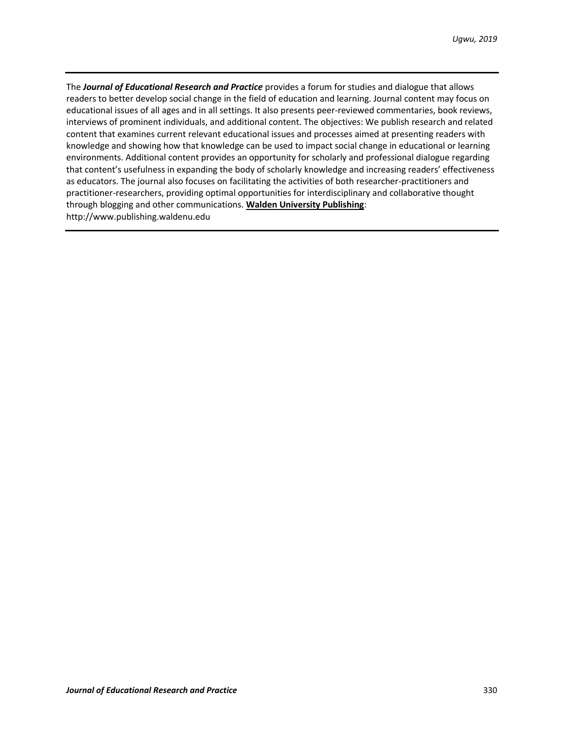The ***Journal of Educational Research and Practice*** provides a forum for studies and dialogue that allows readers to better develop social change in the field of education and learning. Journal content may focus on educational issues of all ages and in all settings. It also presents peer-reviewed commentaries, book reviews, interviews of prominent individuals, and additional content. The objectives: We publish research and related content that examines current relevant educational issues and processes aimed at presenting readers with knowledge and showing how that knowledge can be used to impact social change in educational or learning environments. Additional content provides an opportunity for scholarly and professional dialogue regarding that content's usefulness in expanding the body of scholarly knowledge and increasing readers' effectiveness as educators. The journal also focuses on facilitating the activities of both researcher-practitioners and practitioner-researchers, providing optimal opportunities for interdisciplinary and collaborative thought through blogging and other communications. **Walden University Publishing**: http://www.publishing.waldenu.edu